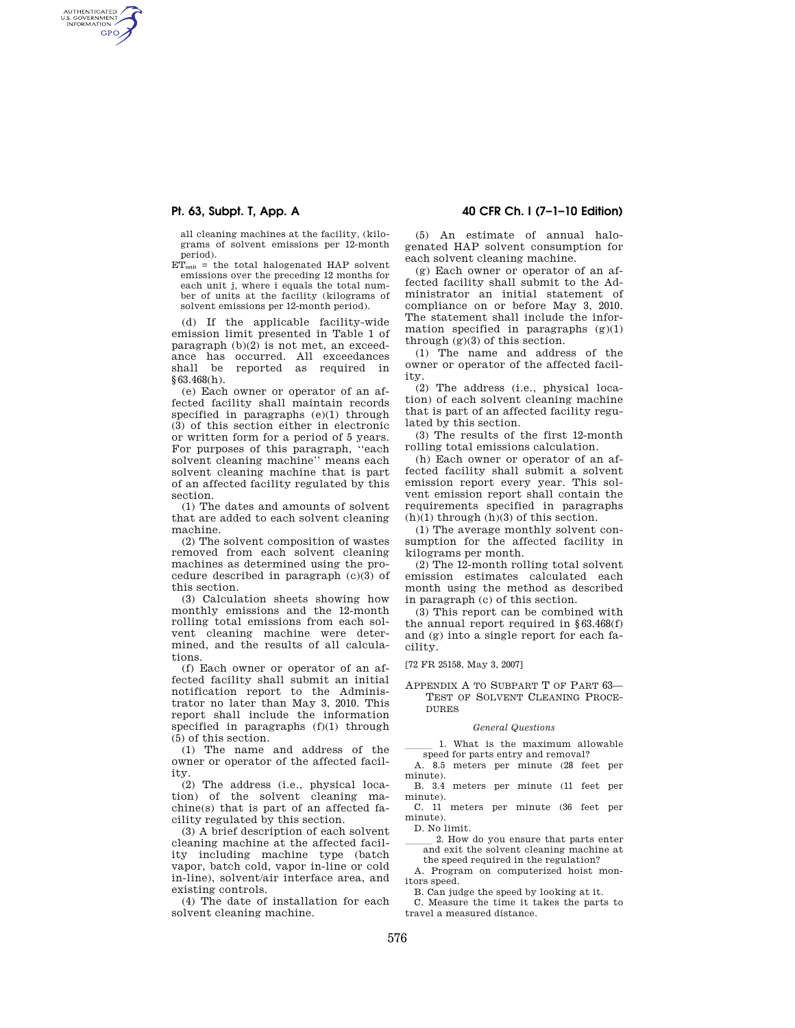all cleaning machines at the facility, (kilograms of solvent emissions per 12-month period).

$ET_{unit}$ = the total halogenated HAP solvent emissions over the preceding 12 months for each unit j, where i equals the total number of units at the facility (kilograms of solvent emissions per 12-month period).

(d) If the applicable facility-wide emission limit presented in Table 1 of paragraph (b)(2) is not met, an exceedance has occurred. All exceedances shall be reported as required in §63.468(h).

(e) Each owner or operator of an affected facility shall maintain records specified in paragraphs (e)(1) through (3) of this section either in electronic or written form for a period of 5 years. For purposes of this paragraph, "each solvent cleaning machine" means each solvent cleaning machine that is part of an affected facility regulated by this section.

(1) The dates and amounts of solvent that are added to each solvent cleaning machine.

(2) The solvent composition of wastes removed from each solvent cleaning machines as determined using the procedure described in paragraph (c)(3) of this section.

(3) Calculation sheets showing how monthly emissions and the 12-month rolling total emissions from each solvent cleaning machine were determined, and the results of all calculations.

(f) Each owner or operator of an affected facility shall submit an initial notification report to the Administrator no later than May 3, 2010. This report shall include the information specified in paragraphs (f)(1) through (5) of this section.

(1) The name and address of the owner or operator of the affected facility.

(2) The address (i.e., physical location) of the solvent cleaning machine(s) that is part of an affected facility regulated by this section.

(3) A brief description of each solvent cleaning machine at the affected facility including machine type (batch vapor, batch cold, vapor in-line or cold in-line), solvent/air interface area, and existing controls.

(4) The date of installation for each solvent cleaning machine.

(5) An estimate of annual halogenated HAP solvent consumption for each solvent cleaning machine.

(g) Each owner or operator of an affected facility shall submit to the Administrator an initial statement of compliance on or before May 3, 2010. The statement shall include the information specified in paragraphs (g)(1) through (g)(3) of this section.

(1) The name and address of the owner or operator of the affected facility.

(2) The address (i.e., physical location) of each solvent cleaning machine that is part of an affected facility regulated by this section.

(3) The results of the first 12-month rolling total emissions calculation.

(h) Each owner or operator of an affected facility shall submit a solvent emission report every year. This solvent emission report shall contain the requirements specified in paragraphs (h)(1) through (h)(3) of this section.

(1) The average monthly solvent consumption for the affected facility in kilograms per month.

(2) The 12-month rolling total solvent emission estimates calculated each month using the method as described in paragraph (c) of this section.

(3) This report can be combined with the annual report required in §63.468(f) and (g) into a single report for each facility.

[72 FR 25158, May 3, 2007]

## Appendix A to Subpart T of Part 63—Test of Solvent Cleaning Procedures

### *General Questions*

\_\_\_\_\_ 1. What is the maximum allowable speed for parts entry and removal?

A. 8.5 meters per minute (28 feet per minute).

B. 3.4 meters per minute (11 feet per minute).

C. 11 meters per minute (36 feet per minute).

D. No limit.

\_\_\_\_\_ 2. How do you ensure that parts enter and exit the solvent cleaning machine at the speed required in the regulation?

A. Program on computerized hoist monitors speed.

B. Can judge the speed by looking at it.

C. Measure the time it takes the parts to travel a measured distance.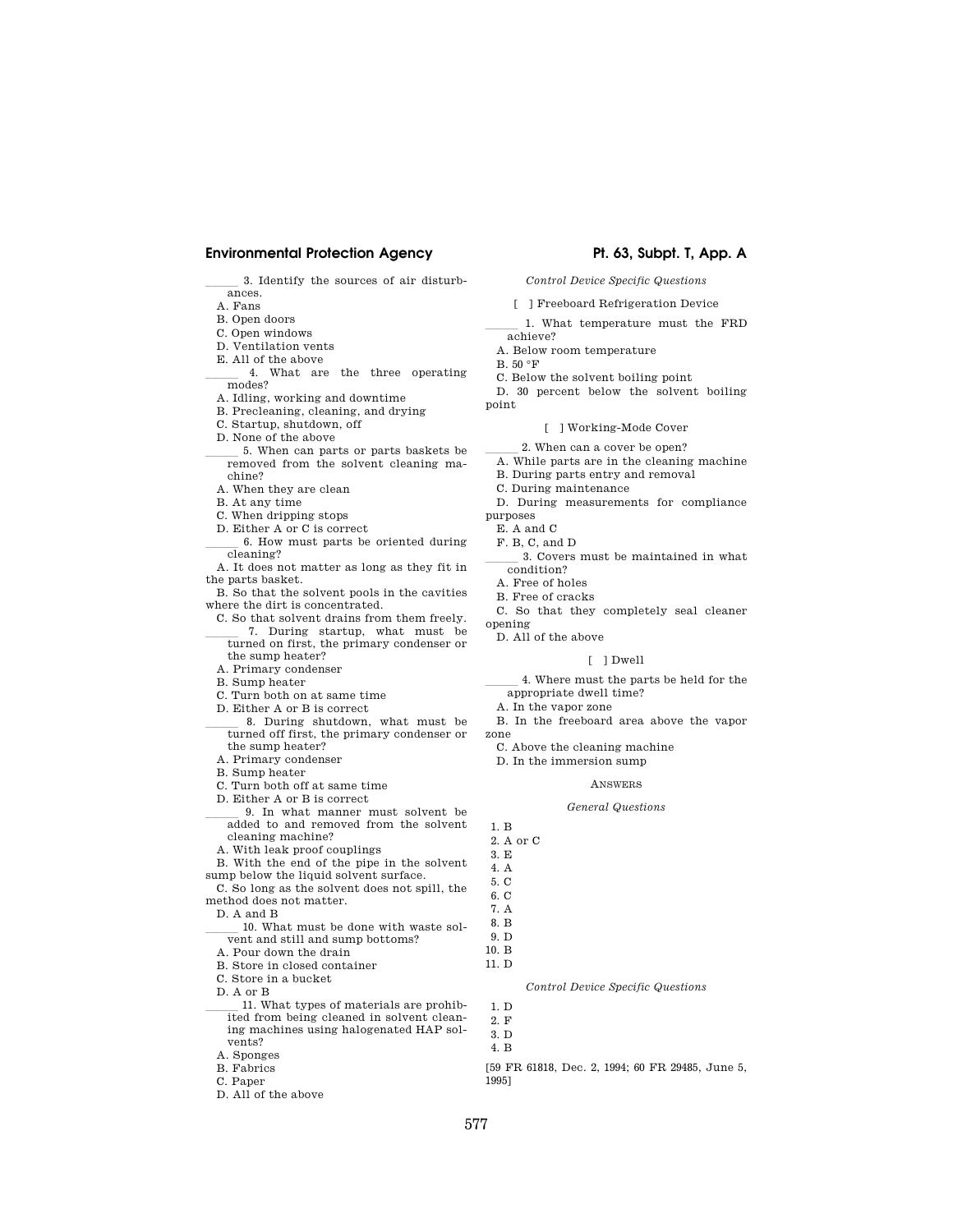\_\_\_\_\_ 3. Identify the sources of air disturbances.

A. Fans

B. Open doors

C. Open windows

D. Ventilation vents

E. All of the above

\_\_\_\_\_ 4. What are the three operating modes?

A. Idling, working and downtime

B. Precleaning, cleaning, and drying

C. Startup, shutdown, off

D. None of the above

\_\_\_\_\_ 5. When can parts or parts baskets be removed from the solvent cleaning machine?

A. When they are clean

B. At any time

C. When dripping stops

D. Either A or C is correct

\_\_\_\_\_ 6. How must parts be oriented during cleaning?

A. It does not matter as long as they fit in the parts basket.

B. So that the solvent pools in the cavities where the dirt is concentrated.

C. So that solvent drains from them freely.

\_\_\_\_\_ 7. During startup, what must be turned on first, the primary condenser or the sump heater?

A. Primary condenser

B. Sump heater

C. Turn both on at same time

D. Either A or B is correct

\_\_\_\_\_ 8. During shutdown, what must be turned off first, the primary condenser or the sump heater?

A. Primary condenser

B. Sump heater

C. Turn both off at same time

D. Either A or B is correct

\_\_\_\_\_ 9. In what manner must solvent be added to and removed from the solvent cleaning machine?

A. With leak proof couplings

B. With the end of the pipe in the solvent sump below the liquid solvent surface.

C. So long as the solvent does not spill, the method does not matter.

D. A and B

\_\_\_\_\_ 10. What must be done with waste solvent and still and sump bottoms?

A. Pour down the drain

B. Store in closed container

C. Store in a bucket

D. A or B

\_\_\_\_\_ 11. What types of materials are prohibited from being cleaned in solvent cleaning machines using halogenated HAP solvents?

A. Sponges

B. Fabrics

C. Paper

D. All of the above

*Control Device Specific Questions*

[ ] Freeboard Refrigeration Device

\_\_\_\_\_ 1. What temperature must the FRD achieve?

A. Below room temperature

B. 50 °F

C. Below the solvent boiling point

D. 30 percent below the solvent boiling point

[ ] Working-Mode Cover

\_\_\_\_\_ 2. When can a cover be open?

A. While parts are in the cleaning machine

B. During parts entry and removal

C. During maintenance

D. During measurements for compliance purposes

E. A and C

F. B, C, and D

\_\_\_\_\_ 3. Covers must be maintained in what condition?

A. Free of holes

B. Free of cracks

C. So that they completely seal cleaner opening

D. All of the above

[ ] Dwell

\_\_\_\_\_ 4. Where must the parts be held for the appropriate dwell time?

A. In the vapor zone

B. In the freeboard area above the vapor zone

C. Above the cleaning machine

D. In the immersion sump

ANSWERS

*General Questions*

1. B
2. A or C
3. E
4. A
5. C
6. C
7. A
8. B
9. D
10. B
11. D

*Control Device Specific Questions*

1. D
2. F
3. D
4. B

[59 FR 61818, Dec. 2, 1994; 60 FR 29485, June 5, 1995]